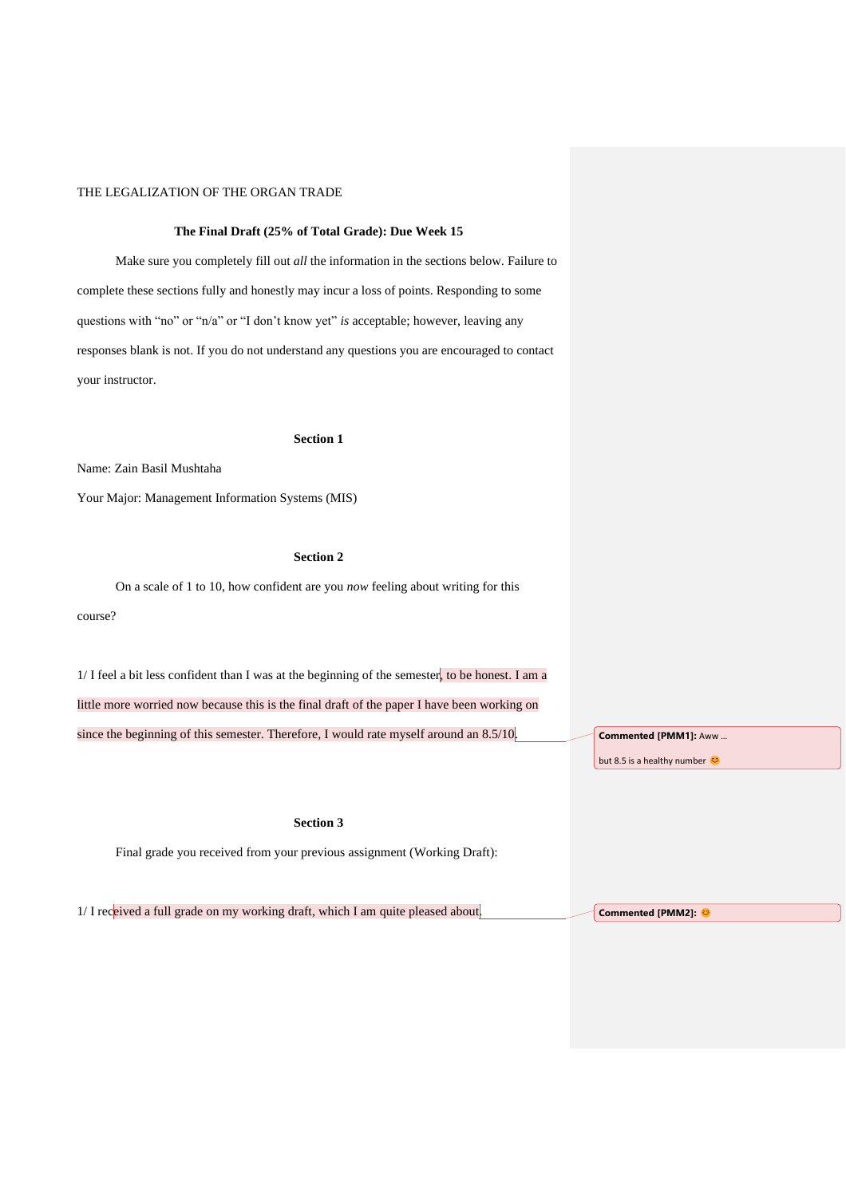THE LEGALIZATION OF THE ORGAN TRADE

**The Final Draft (25% of Total Grade): Due Week 15**

Make sure you completely fill out *all* the information in the sections below. Failure to complete these sections fully and honestly may incur a loss of points. Responding to some questions with "no" or "n/a" or "I don't know yet" *is* acceptable; however, leaving any responses blank is not. If you do not understand any questions you are encouraged to contact your instructor.

**Section 1**

Name: Zain Basil Mushtaha

Your Major: Management Information Systems (MIS)

**Section 2**

On a scale of 1 to 10, how confident are you *now* feeling about writing for this course?

1/ I feel a bit less confident than I was at the beginning of the semester, to be honest. I am a little more worried now because this is the final draft of the paper I have been working on since the beginning of this semester. Therefore, I would rate myself around an 8.5/10.

**Commented [PMM1]:** Aww … but 8.5 is a healthy number 😊

**Section 3**

Final grade you received from your previous assignment (Working Draft):

1/ I received a full grade on my working draft, which I am quite pleased about.

**Commented [PMM2]:** 😊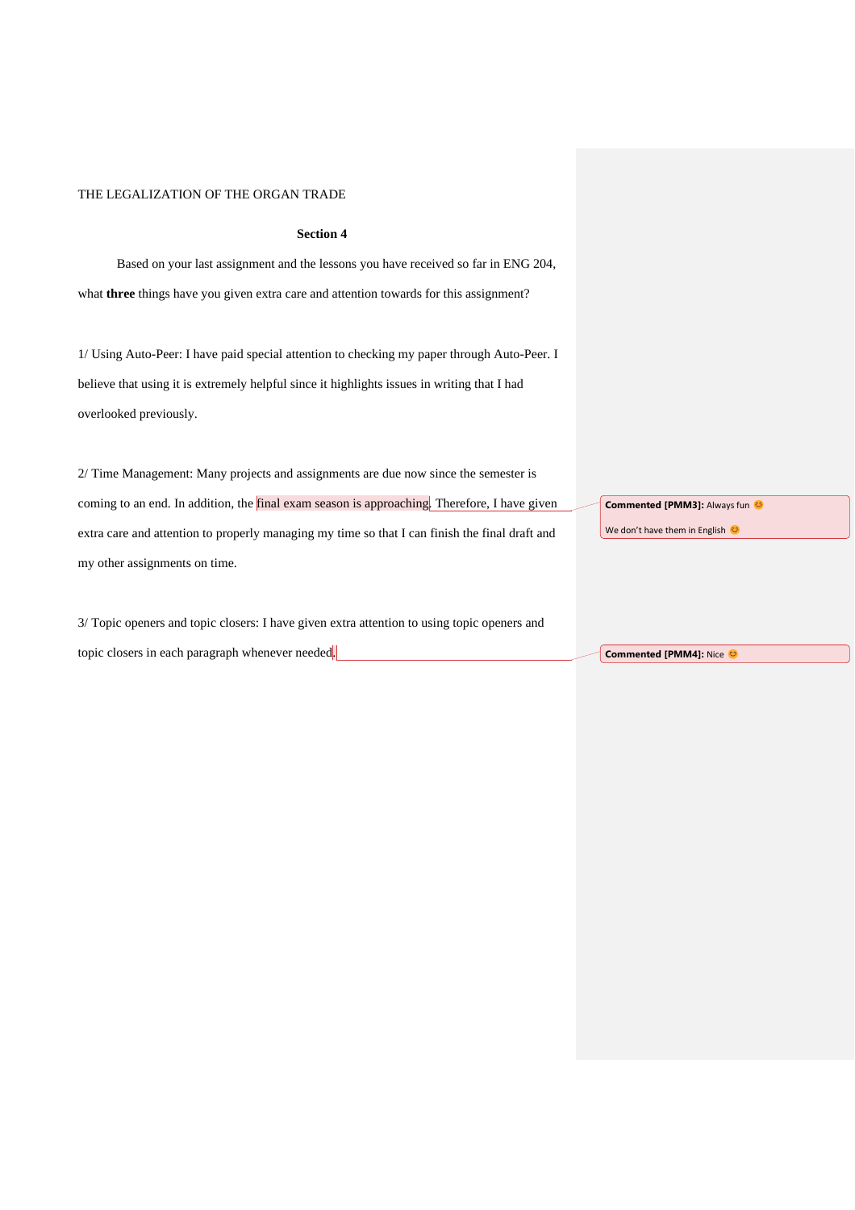**Section 4**

Based on your last assignment and the lessons you have received so far in ENG 204, what **three** things have you given extra care and attention towards for this assignment?

1/ Using Auto-Peer: I have paid special attention to checking my paper through Auto-Peer. I believe that using it is extremely helpful since it highlights issues in writing that I had overlooked previously.

2/ Time Management: Many projects and assignments are due now since the semester is coming to an end. In addition, the final exam season is approaching. Therefore, I have given extra care and attention to properly managing my time so that I can finish the final draft and my other assignments on time.

> **Commented [PMM3]:** Always fun 😊
>
> We don't have them in English 😊

3/ Topic openers and topic closers: I have given extra attention to using topic openers and topic closers in each paragraph whenever needed.

> **Commented [PMM4]:** Nice 😊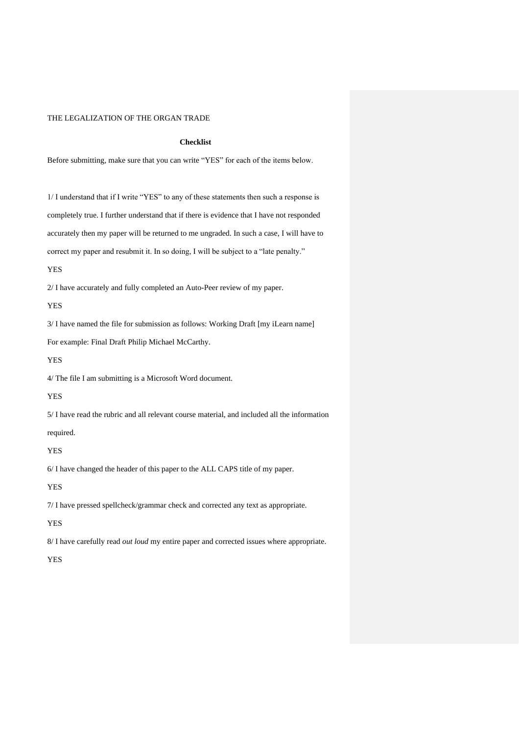## Checklist

Before submitting, make sure that you can write "YES" for each of the items below.

1/ I understand that if I write "YES" to any of these statements then such a response is completely true. I further understand that if there is evidence that I have not responded accurately then my paper will be returned to me ungraded. In such a case, I will have to correct my paper and resubmit it. In so doing, I will be subject to a "late penalty."

YES

2/ I have accurately and fully completed an Auto-Peer review of my paper.

YES

3/ I have named the file for submission as follows: Working Draft [my iLearn name]
For example: Final Draft Philip Michael McCarthy.

YES

4/ The file I am submitting is a Microsoft Word document.

YES

5/ I have read the rubric and all relevant course material, and included all the information required.

YES

6/ I have changed the header of this paper to the ALL CAPS title of my paper.

YES

7/ I have pressed spellcheck/grammar check and corrected any text as appropriate.

YES

8/ I have carefully read *out loud* my entire paper and corrected issues where appropriate.

YES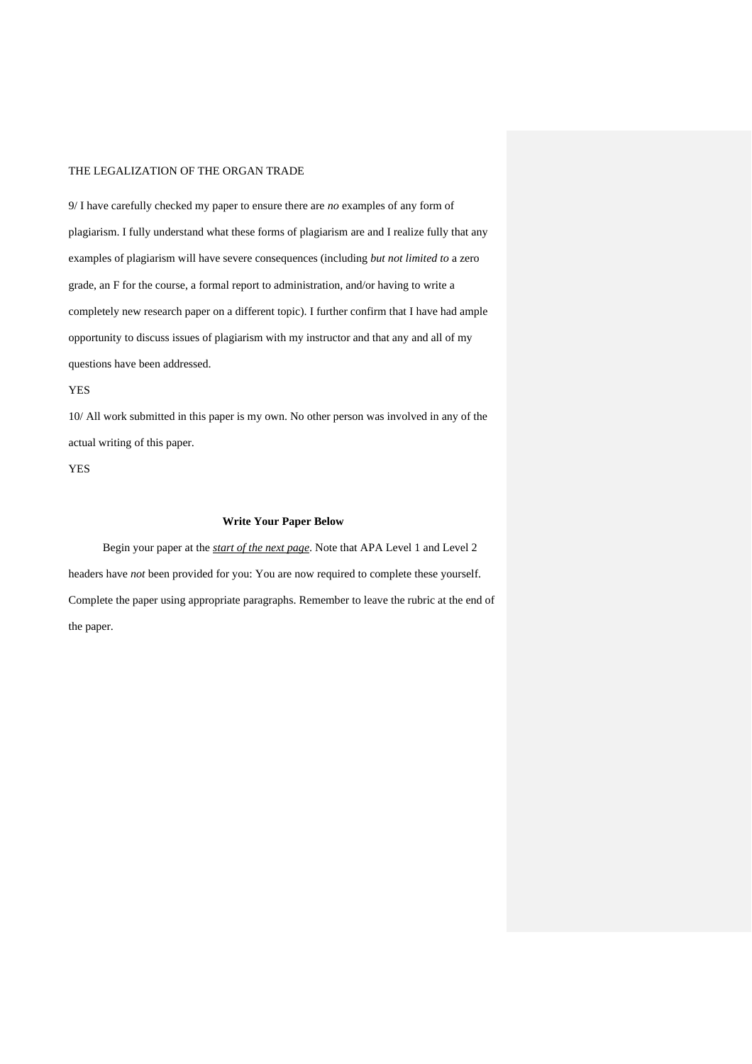9/ I have carefully checked my paper to ensure there are *no* examples of any form of plagiarism. I fully understand what these forms of plagiarism are and I realize fully that any examples of plagiarism will have severe consequences (including *but not limited to* a zero grade, an F for the course, a formal report to administration, and/or having to write a completely new research paper on a different topic). I further confirm that I have had ample opportunity to discuss issues of plagiarism with my instructor and that any and all of my questions have been addressed.

YES

10/ All work submitted in this paper is my own. No other person was involved in any of the actual writing of this paper.

YES

**Write Your Paper Below**

Begin your paper at the ***start of the next page***. Note that APA Level 1 and Level 2 headers have *not* been provided for you: You are now required to complete these yourself. Complete the paper using appropriate paragraphs. Remember to leave the rubric at the end of the paper.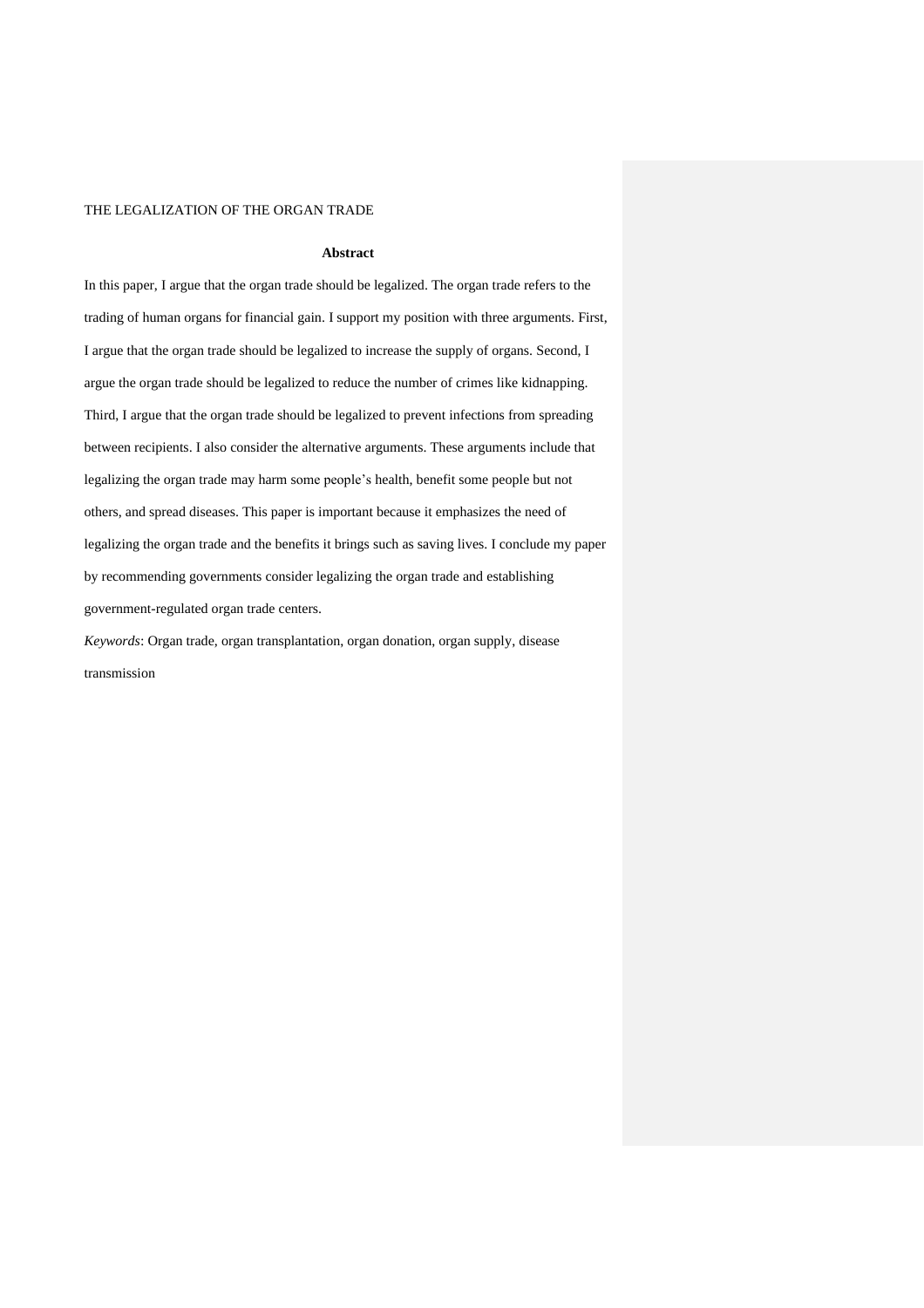## **Abstract**

In this paper, I argue that the organ trade should be legalized. The organ trade refers to the trading of human organs for financial gain. I support my position with three arguments. First, I argue that the organ trade should be legalized to increase the supply of organs. Second, I argue the organ trade should be legalized to reduce the number of crimes like kidnapping. Third, I argue that the organ trade should be legalized to prevent infections from spreading between recipients. I also consider the alternative arguments. These arguments include that legalizing the organ trade may harm some people's health, benefit some people but not others, and spread diseases. This paper is important because it emphasizes the need of legalizing the organ trade and the benefits it brings such as saving lives. I conclude my paper by recommending governments consider legalizing the organ trade and establishing government-regulated organ trade centers.

*Keywords*: Organ trade, organ transplantation, organ donation, organ supply, disease transmission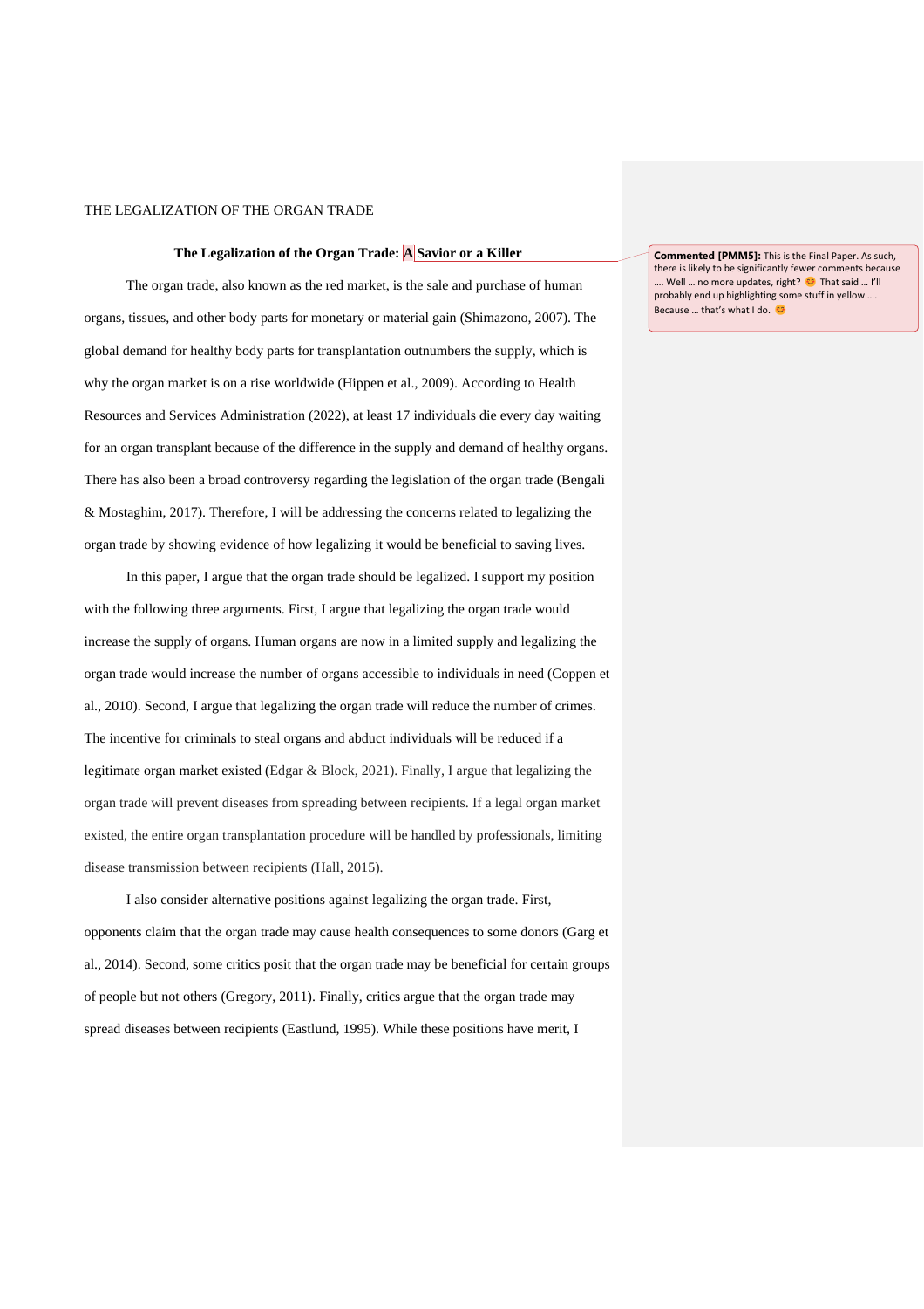**The Legalization of the Organ Trade: A Savior or a Killer**

The organ trade, also known as the red market, is the sale and purchase of human organs, tissues, and other body parts for monetary or material gain (Shimazono, 2007). The global demand for healthy body parts for transplantation outnumbers the supply, which is why the organ market is on a rise worldwide (Hippen et al., 2009). According to Health Resources and Services Administration (2022), at least 17 individuals die every day waiting for an organ transplant because of the difference in the supply and demand of healthy organs. There has also been a broad controversy regarding the legislation of the organ trade (Bengali & Mostaghim, 2017). Therefore, I will be addressing the concerns related to legalizing the organ trade by showing evidence of how legalizing it would be beneficial to saving lives.

In this paper, I argue that the organ trade should be legalized. I support my position with the following three arguments. First, I argue that legalizing the organ trade would increase the supply of organs. Human organs are now in a limited supply and legalizing the organ trade would increase the number of organs accessible to individuals in need (Coppen et al., 2010). Second, I argue that legalizing the organ trade will reduce the number of crimes. The incentive for criminals to steal organs and abduct individuals will be reduced if a legitimate organ market existed (Edgar & Block, 2021). Finally, I argue that legalizing the organ trade will prevent diseases from spreading between recipients. If a legal organ market existed, the entire organ transplantation procedure will be handled by professionals, limiting disease transmission between recipients (Hall, 2015).

I also consider alternative positions against legalizing the organ trade. First, opponents claim that the organ trade may cause health consequences to some donors (Garg et al., 2014). Second, some critics posit that the organ trade may be beneficial for certain groups of people but not others (Gregory, 2011). Finally, critics argue that the organ trade may spread diseases between recipients (Eastlund, 1995). While these positions have merit, I

**Commented [PMM5]:** This is the Final Paper. As such, there is likely to be significantly fewer comments because …. Well … no more updates, right? 😊 That said … I'll probably end up highlighting some stuff in yellow …. Because … that's what I do. 😊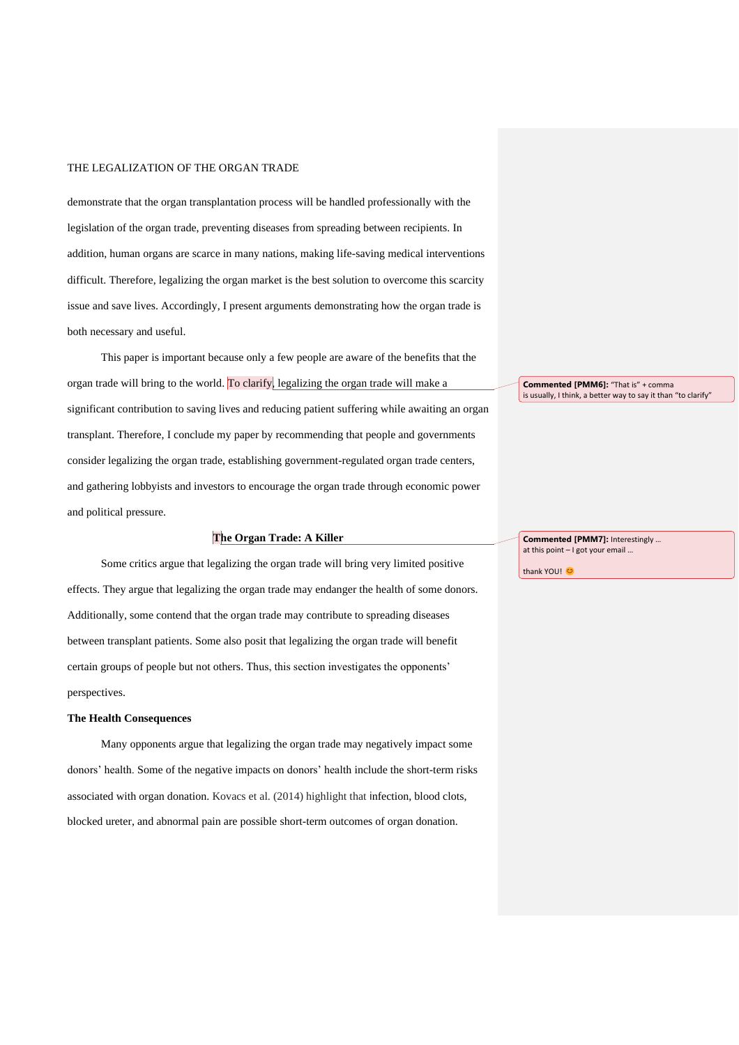demonstrate that the organ transplantation process will be handled professionally with the legislation of the organ trade, preventing diseases from spreading between recipients. In addition, human organs are scarce in many nations, making life-saving medical interventions difficult. Therefore, legalizing the organ market is the best solution to overcome this scarcity issue and save lives. Accordingly, I present arguments demonstrating how the organ trade is both necessary and useful.

This paper is important because only a few people are aware of the benefits that the organ trade will bring to the world. To clarify, legalizing the organ trade will make a significant contribution to saving lives and reducing patient suffering while awaiting an organ transplant. Therefore, I conclude my paper by recommending that people and governments consider legalizing the organ trade, establishing government-regulated organ trade centers, and gathering lobbyists and investors to encourage the organ trade through economic power and political pressure.

**Commented [PMM6]:** "That is" + comma is usually, I think, a better way to say it than "to clarify"

## The Organ Trade: A Killer

**Commented [PMM7]:** Interestingly … at this point – I got your email …

thank YOU! 😊

Some critics argue that legalizing the organ trade will bring very limited positive effects. They argue that legalizing the organ trade may endanger the health of some donors. Additionally, some contend that the organ trade may contribute to spreading diseases between transplant patients. Some also posit that legalizing the organ trade will benefit certain groups of people but not others. Thus, this section investigates the opponents' perspectives.

### The Health Consequences

Many opponents argue that legalizing the organ trade may negatively impact some donors' health. Some of the negative impacts on donors' health include the short-term risks associated with organ donation. Kovacs et al. (2014) highlight that infection, blood clots, blocked ureter, and abnormal pain are possible short-term outcomes of organ donation.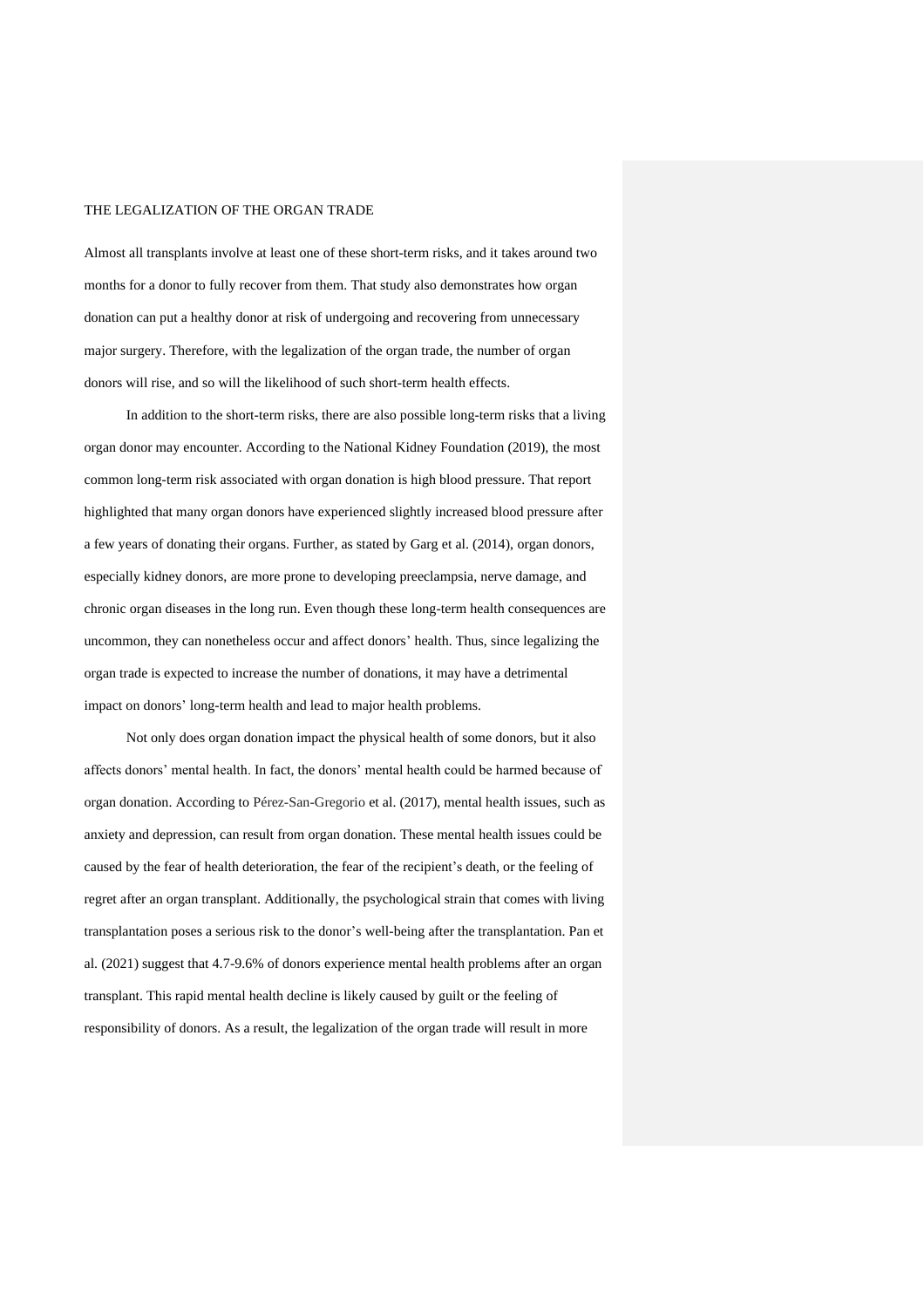Almost all transplants involve at least one of these short-term risks, and it takes around two months for a donor to fully recover from them. That study also demonstrates how organ donation can put a healthy donor at risk of undergoing and recovering from unnecessary major surgery. Therefore, with the legalization of the organ trade, the number of organ donors will rise, and so will the likelihood of such short-term health effects.

In addition to the short-term risks, there are also possible long-term risks that a living organ donor may encounter. According to the National Kidney Foundation (2019), the most common long-term risk associated with organ donation is high blood pressure. That report highlighted that many organ donors have experienced slightly increased blood pressure after a few years of donating their organs. Further, as stated by Garg et al. (2014), organ donors, especially kidney donors, are more prone to developing preeclampsia, nerve damage, and chronic organ diseases in the long run. Even though these long-term health consequences are uncommon, they can nonetheless occur and affect donors' health. Thus, since legalizing the organ trade is expected to increase the number of donations, it may have a detrimental impact on donors' long-term health and lead to major health problems.

Not only does organ donation impact the physical health of some donors, but it also affects donors' mental health. In fact, the donors' mental health could be harmed because of organ donation. According to Pérez-San-Gregorio et al. (2017), mental health issues, such as anxiety and depression, can result from organ donation. These mental health issues could be caused by the fear of health deterioration, the fear of the recipient's death, or the feeling of regret after an organ transplant. Additionally, the psychological strain that comes with living transplantation poses a serious risk to the donor's well-being after the transplantation. Pan et al. (2021) suggest that 4.7-9.6% of donors experience mental health problems after an organ transplant. This rapid mental health decline is likely caused by guilt or the feeling of responsibility of donors. As a result, the legalization of the organ trade will result in more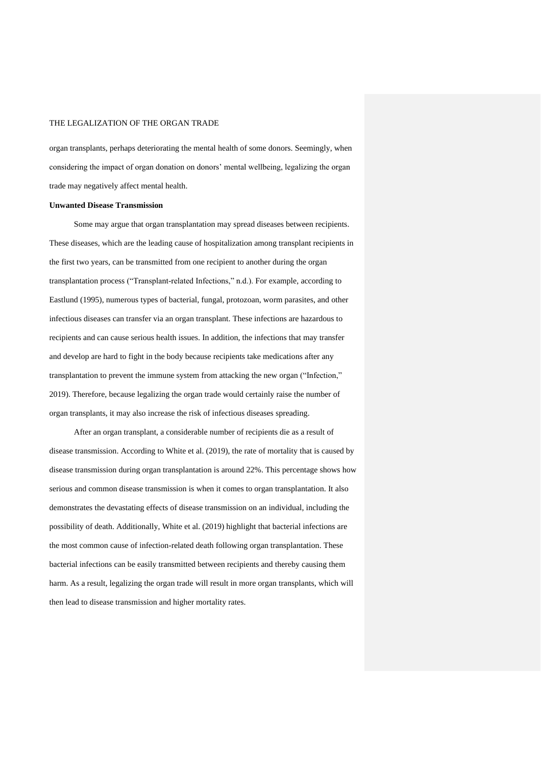organ transplants, perhaps deteriorating the mental health of some donors. Seemingly, when considering the impact of organ donation on donors' mental wellbeing, legalizing the organ trade may negatively affect mental health.

**Unwanted Disease Transmission**

Some may argue that organ transplantation may spread diseases between recipients. These diseases, which are the leading cause of hospitalization among transplant recipients in the first two years, can be transmitted from one recipient to another during the organ transplantation process ("Transplant-related Infections," n.d.). For example, according to Eastlund (1995), numerous types of bacterial, fungal, protozoan, worm parasites, and other infectious diseases can transfer via an organ transplant. These infections are hazardous to recipients and can cause serious health issues. In addition, the infections that may transfer and develop are hard to fight in the body because recipients take medications after any transplantation to prevent the immune system from attacking the new organ ("Infection," 2019). Therefore, because legalizing the organ trade would certainly raise the number of organ transplants, it may also increase the risk of infectious diseases spreading.

After an organ transplant, a considerable number of recipients die as a result of disease transmission. According to White et al. (2019), the rate of mortality that is caused by disease transmission during organ transplantation is around 22%. This percentage shows how serious and common disease transmission is when it comes to organ transplantation. It also demonstrates the devastating effects of disease transmission on an individual, including the possibility of death. Additionally, White et al. (2019) highlight that bacterial infections are the most common cause of infection-related death following organ transplantation. These bacterial infections can be easily transmitted between recipients and thereby causing them harm. As a result, legalizing the organ trade will result in more organ transplants, which will then lead to disease transmission and higher mortality rates.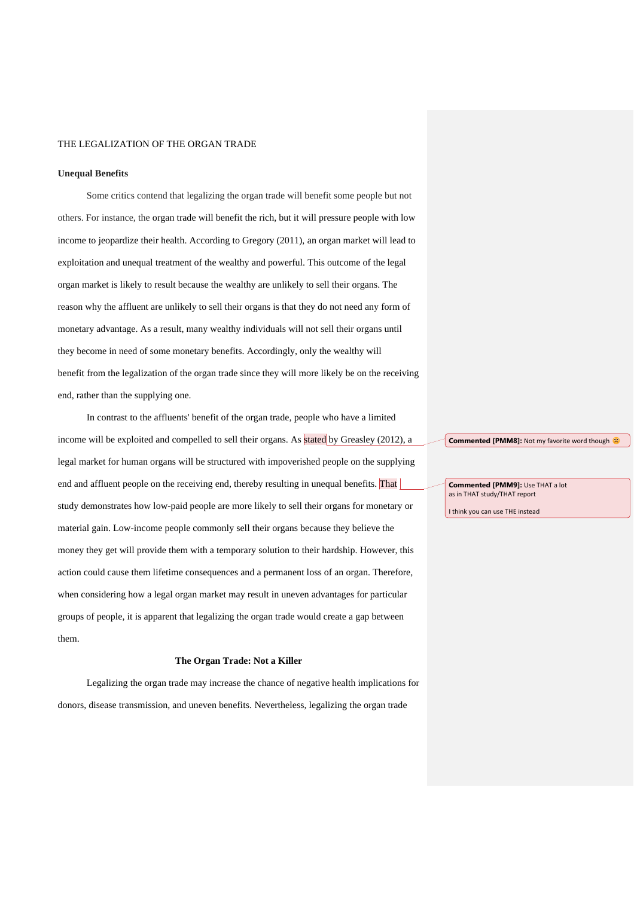**Unequal Benefits**

Some critics contend that legalizing the organ trade will benefit some people but not others. For instance, the organ trade will benefit the rich, but it will pressure people with low income to jeopardize their health. According to Gregory (2011), an organ market will lead to exploitation and unequal treatment of the wealthy and powerful. This outcome of the legal organ market is likely to result because the wealthy are unlikely to sell their organs. The reason why the affluent are unlikely to sell their organs is that they do not need any form of monetary advantage. As a result, many wealthy individuals will not sell their organs until they become in need of some monetary benefits. Accordingly, only the wealthy will benefit from the legalization of the organ trade since they will more likely be on the receiving end, rather than the supplying one.

In contrast to the affluents' benefit of the organ trade, people who have a limited income will be exploited and compelled to sell their organs. As stated by Greasley (2012), a legal market for human organs will be structured with impoverished people on the supplying end and affluent people on the receiving end, thereby resulting in unequal benefits. That study demonstrates how low-paid people are more likely to sell their organs for monetary or material gain. Low-income people commonly sell their organs because they believe the money they get will provide them with a temporary solution to their hardship. However, this action could cause them lifetime consequences and a permanent loss of an organ. Therefore, when considering how a legal organ market may result in uneven advantages for particular groups of people, it is apparent that legalizing the organ trade would create a gap between them.

**Commented [PMM8]:** Not my favorite word though ☹

**Commented [PMM9]:** Use THAT a lot as in THAT study/THAT report

I think you can use THE instead

**The Organ Trade: Not a Killer**

Legalizing the organ trade may increase the chance of negative health implications for donors, disease transmission, and uneven benefits. Nevertheless, legalizing the organ trade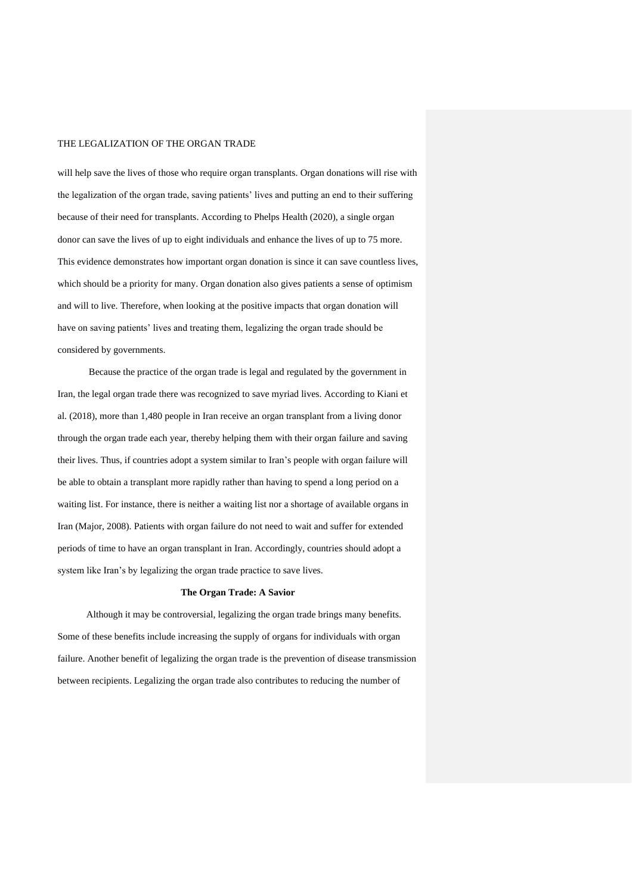will help save the lives of those who require organ transplants. Organ donations will rise with the legalization of the organ trade, saving patients' lives and putting an end to their suffering because of their need for transplants. According to Phelps Health (2020), a single organ donor can save the lives of up to eight individuals and enhance the lives of up to 75 more. This evidence demonstrates how important organ donation is since it can save countless lives, which should be a priority for many. Organ donation also gives patients a sense of optimism and will to live. Therefore, when looking at the positive impacts that organ donation will have on saving patients' lives and treating them, legalizing the organ trade should be considered by governments.

Because the practice of the organ trade is legal and regulated by the government in Iran, the legal organ trade there was recognized to save myriad lives. According to Kiani et al. (2018), more than 1,480 people in Iran receive an organ transplant from a living donor through the organ trade each year, thereby helping them with their organ failure and saving their lives. Thus, if countries adopt a system similar to Iran's people with organ failure will be able to obtain a transplant more rapidly rather than having to spend a long period on a waiting list. For instance, there is neither a waiting list nor a shortage of available organs in Iran (Major, 2008). Patients with organ failure do not need to wait and suffer for extended periods of time to have an organ transplant in Iran. Accordingly, countries should adopt a system like Iran's by legalizing the organ trade practice to save lives.

## The Organ Trade: A Savior

Although it may be controversial, legalizing the organ trade brings many benefits. Some of these benefits include increasing the supply of organs for individuals with organ failure. Another benefit of legalizing the organ trade is the prevention of disease transmission between recipients. Legalizing the organ trade also contributes to reducing the number of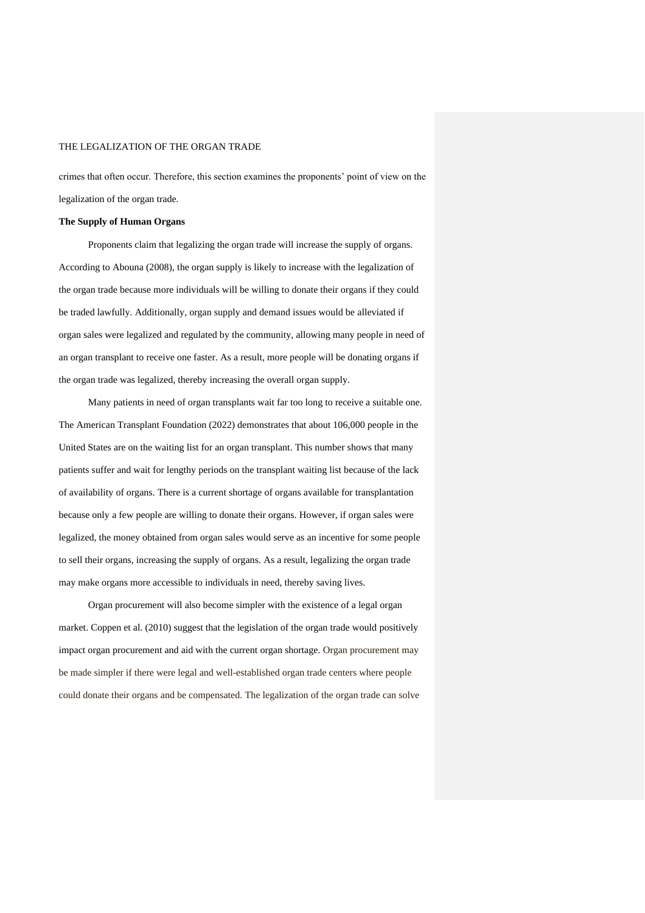crimes that often occur. Therefore, this section examines the proponents' point of view on the legalization of the organ trade.

**The Supply of Human Organs**

Proponents claim that legalizing the organ trade will increase the supply of organs. According to Abouna (2008), the organ supply is likely to increase with the legalization of the organ trade because more individuals will be willing to donate their organs if they could be traded lawfully. Additionally, organ supply and demand issues would be alleviated if organ sales were legalized and regulated by the community, allowing many people in need of an organ transplant to receive one faster. As a result, more people will be donating organs if the organ trade was legalized, thereby increasing the overall organ supply.

Many patients in need of organ transplants wait far too long to receive a suitable one. The American Transplant Foundation (2022) demonstrates that about 106,000 people in the United States are on the waiting list for an organ transplant. This number shows that many patients suffer and wait for lengthy periods on the transplant waiting list because of the lack of availability of organs. There is a current shortage of organs available for transplantation because only a few people are willing to donate their organs. However, if organ sales were legalized, the money obtained from organ sales would serve as an incentive for some people to sell their organs, increasing the supply of organs. As a result, legalizing the organ trade may make organs more accessible to individuals in need, thereby saving lives.

Organ procurement will also become simpler with the existence of a legal organ market. Coppen et al. (2010) suggest that the legislation of the organ trade would positively impact organ procurement and aid with the current organ shortage. Organ procurement may be made simpler if there were legal and well-established organ trade centers where people could donate their organs and be compensated. The legalization of the organ trade can solve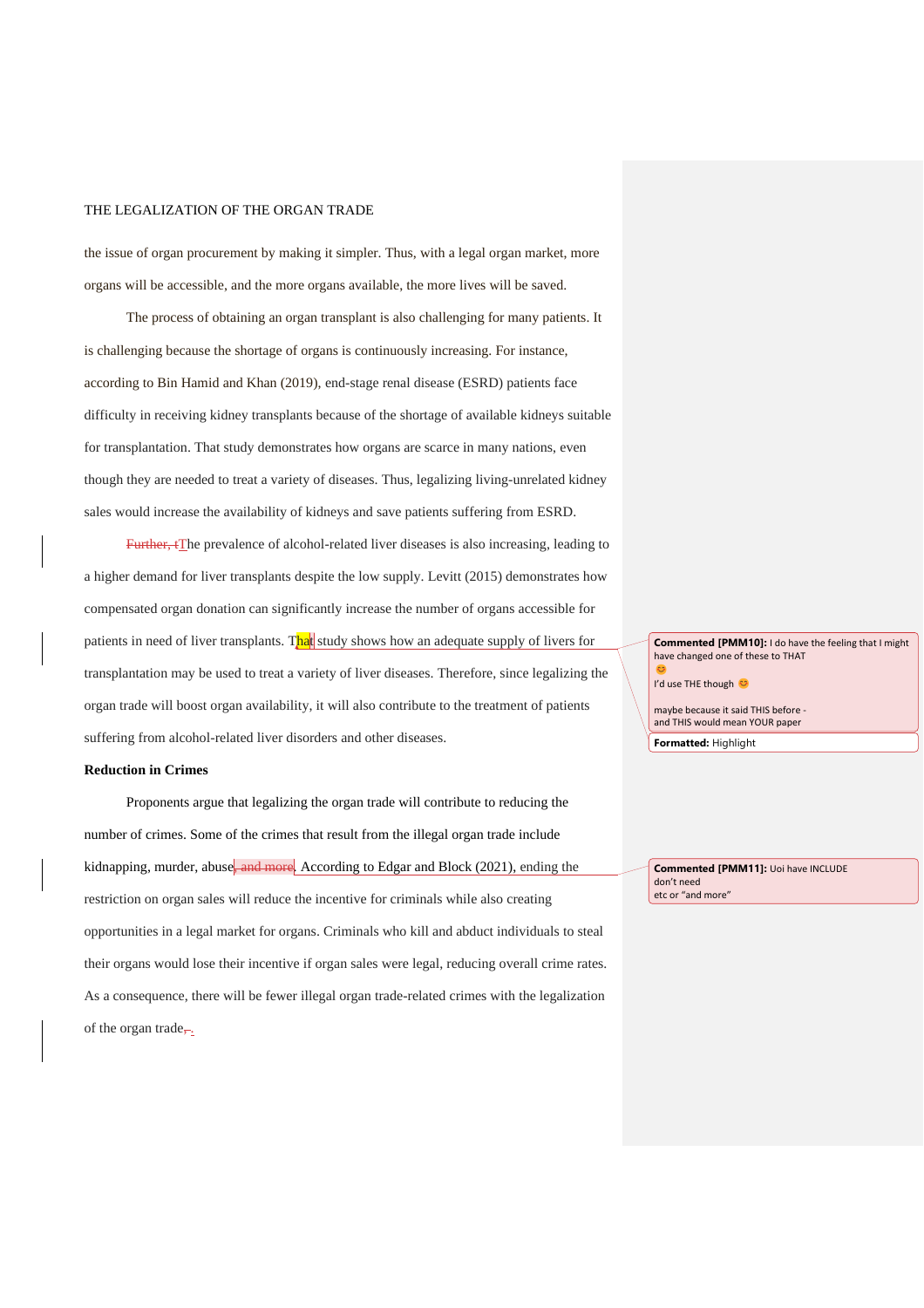the issue of organ procurement by making it simpler. Thus, with a legal organ market, more organs will be accessible, and the more organs available, the more lives will be saved.

The process of obtaining an organ transplant is also challenging for many patients. It is challenging because the shortage of organs is continuously increasing. For instance, according to Bin Hamid and Khan (2019), end-stage renal disease (ESRD) patients face difficulty in receiving kidney transplants because of the shortage of available kidneys suitable for transplantation. That study demonstrates how organs are scarce in many nations, even though they are needed to treat a variety of diseases. Thus, legalizing living-unrelated kidney sales would increase the availability of kidneys and save patients suffering from ESRD.

The prevalence of alcohol-related liver diseases is also increasing, leading to a higher demand for liver transplants despite the low supply. Levitt (2015) demonstrates how compensated organ donation can significantly increase the number of organs accessible for patients in need of liver transplants. That study shows how an adequate supply of livers for transplantation may be used to treat a variety of liver diseases. Therefore, since legalizing the organ trade will boost organ availability, it will also contribute to the treatment of patients suffering from alcohol-related liver disorders and other diseases.

**Reduction in Crimes**

Proponents argue that legalizing the organ trade will contribute to reducing the number of crimes. Some of the crimes that result from the illegal organ trade include kidnapping, murder, abuse. According to Edgar and Block (2021), ending the restriction on organ sales will reduce the incentive for criminals while also creating opportunities in a legal market for organs. Criminals who kill and abduct individuals to steal their organs would lose their incentive if organ sales were legal, reducing overall crime rates. As a consequence, there will be fewer illegal organ trade-related crimes with the legalization of the organ trade.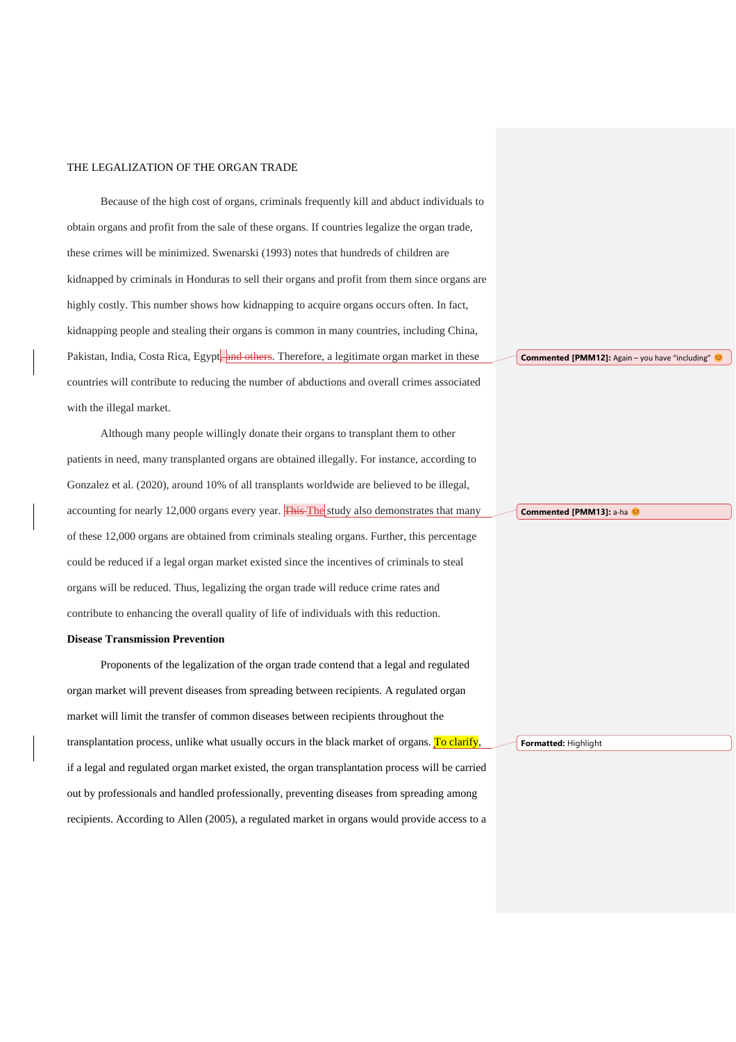Because of the high cost of organs, criminals frequently kill and abduct individuals to obtain organs and profit from the sale of these organs. If countries legalize the organ trade, these crimes will be minimized. Swenarski (1993) notes that hundreds of children are kidnapped by criminals in Honduras to sell their organs and profit from them since organs are highly costly. This number shows how kidnapping to acquire organs occurs often. In fact, kidnapping people and stealing their organs is common in many countries, including China, Pakistan, India, Costa Rica, Egypt. Therefore, a legitimate organ market in these countries will contribute to reducing the number of abductions and overall crimes associated with the illegal market.

Although many people willingly donate their organs to transplant them to other patients in need, many transplanted organs are obtained illegally. For instance, according to Gonzalez et al. (2020), around 10% of all transplants worldwide are believed to be illegal, accounting for nearly 12,000 organs every year. The study also demonstrates that many of these 12,000 organs are obtained from criminals stealing organs. Further, this percentage could be reduced if a legal organ market existed since the incentives of criminals to steal organs will be reduced. Thus, legalizing the organ trade will reduce crime rates and contribute to enhancing the overall quality of life of individuals with this reduction.

**Disease Transmission Prevention**

Proponents of the legalization of the organ trade contend that a legal and regulated organ market will prevent diseases from spreading between recipients. A regulated organ market will limit the transfer of common diseases between recipients throughout the transplantation process, unlike what usually occurs in the black market of organs. To clarify, if a legal and regulated organ market existed, the organ transplantation process will be carried out by professionals and handled professionally, preventing diseases from spreading among recipients. According to Allen (2005), a regulated market in organs would provide access to a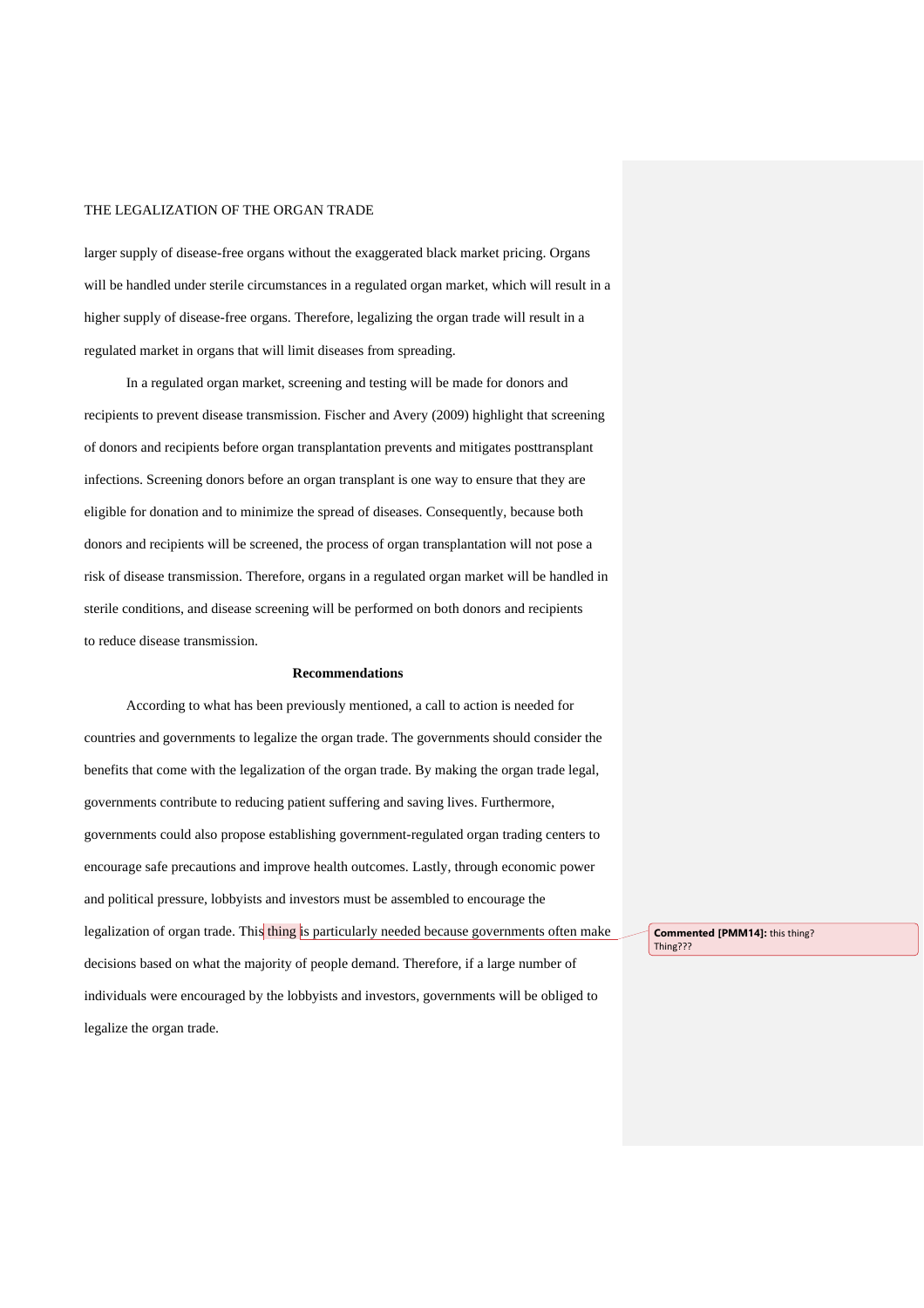larger supply of disease-free organs without the exaggerated black market pricing. Organs will be handled under sterile circumstances in a regulated organ market, which will result in a higher supply of disease-free organs. Therefore, legalizing the organ trade will result in a regulated market in organs that will limit diseases from spreading.

In a regulated organ market, screening and testing will be made for donors and recipients to prevent disease transmission. Fischer and Avery (2009) highlight that screening of donors and recipients before organ transplantation prevents and mitigates posttransplant infections. Screening donors before an organ transplant is one way to ensure that they are eligible for donation and to minimize the spread of diseases. Consequently, because both donors and recipients will be screened, the process of organ transplantation will not pose a risk of disease transmission. Therefore, organs in a regulated organ market will be handled in sterile conditions, and disease screening will be performed on both donors and recipients to reduce disease transmission.

## Recommendations

According to what has been previously mentioned, a call to action is needed for countries and governments to legalize the organ trade. The governments should consider the benefits that come with the legalization of the organ trade. By making the organ trade legal, governments contribute to reducing patient suffering and saving lives. Furthermore, governments could also propose establishing government-regulated organ trading centers to encourage safe precautions and improve health outcomes. Lastly, through economic power and political pressure, lobbyists and investors must be assembled to encourage the legalization of organ trade. This thing is particularly needed because governments often make decisions based on what the majority of people demand. Therefore, if a large number of individuals were encouraged by the lobbyists and investors, governments will be obliged to legalize the organ trade.

**Commented [PMM14]:** this thing? Thing???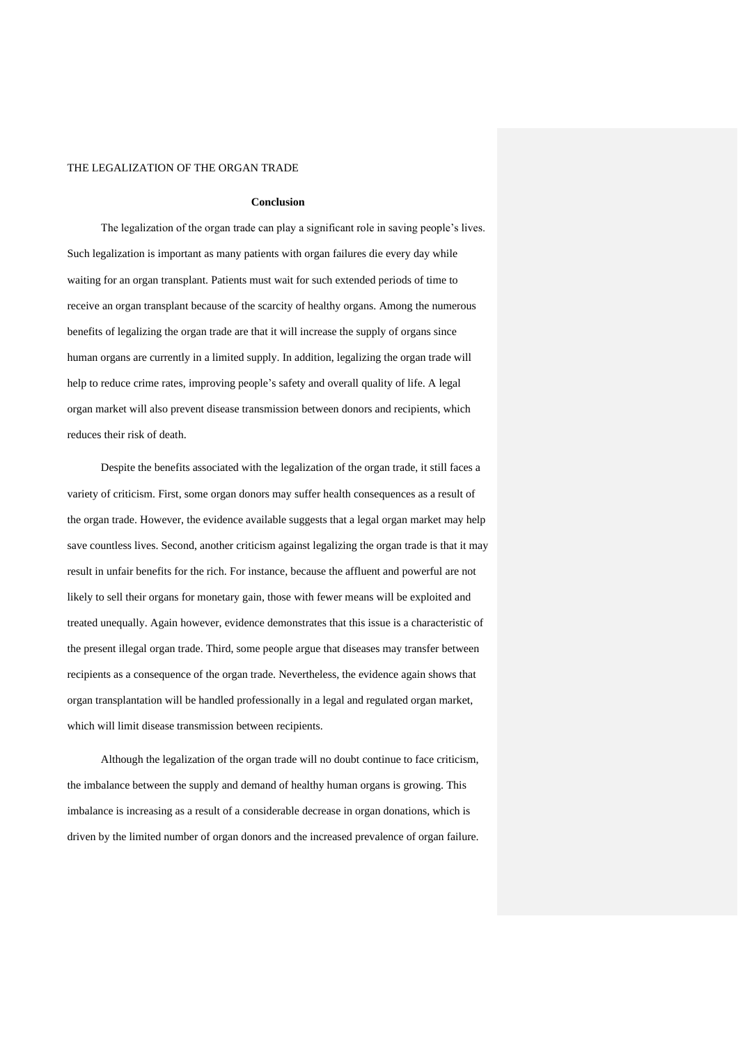## Conclusion

The legalization of the organ trade can play a significant role in saving people's lives. Such legalization is important as many patients with organ failures die every day while waiting for an organ transplant. Patients must wait for such extended periods of time to receive an organ transplant because of the scarcity of healthy organs. Among the numerous benefits of legalizing the organ trade are that it will increase the supply of organs since human organs are currently in a limited supply. In addition, legalizing the organ trade will help to reduce crime rates, improving people's safety and overall quality of life. A legal organ market will also prevent disease transmission between donors and recipients, which reduces their risk of death.

Despite the benefits associated with the legalization of the organ trade, it still faces a variety of criticism. First, some organ donors may suffer health consequences as a result of the organ trade. However, the evidence available suggests that a legal organ market may help save countless lives. Second, another criticism against legalizing the organ trade is that it may result in unfair benefits for the rich. For instance, because the affluent and powerful are not likely to sell their organs for monetary gain, those with fewer means will be exploited and treated unequally. Again however, evidence demonstrates that this issue is a characteristic of the present illegal organ trade. Third, some people argue that diseases may transfer between recipients as a consequence of the organ trade. Nevertheless, the evidence again shows that organ transplantation will be handled professionally in a legal and regulated organ market, which will limit disease transmission between recipients.

Although the legalization of the organ trade will no doubt continue to face criticism, the imbalance between the supply and demand of healthy human organs is growing. This imbalance is increasing as a result of a considerable decrease in organ donations, which is driven by the limited number of organ donors and the increased prevalence of organ failure.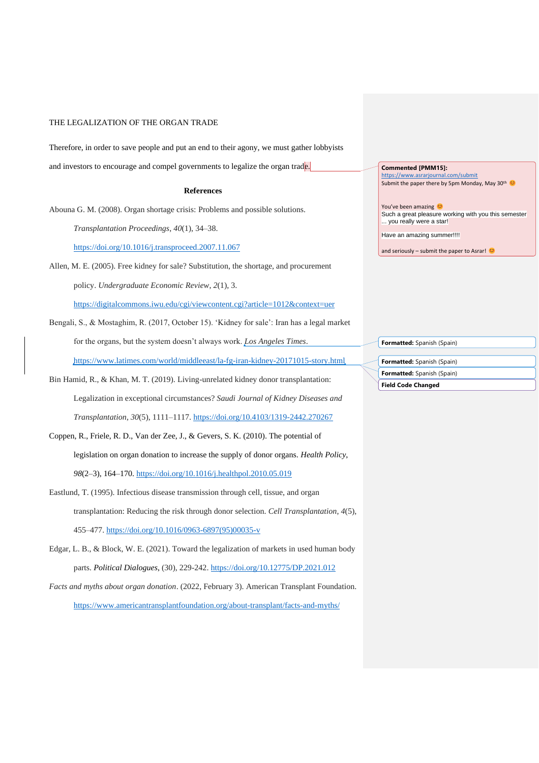Therefore, in order to save people and put an end to their agony, we must gather lobbyists and investors to encourage and compel governments to legalize the organ trade.

**Commented [PMM15]:** https://www.asrarjournal.com/submit
Submit the paper there by 5pm Monday, May 30th 😊

You've been amazing 😊
Such a great pleasure working with you this semester ... you really were a star!

Have an amazing summer!!!!

and seriously – submit the paper to Asrar! 😊

**References**

Abouna G. M. (2008). Organ shortage crisis: Problems and possible solutions. *Transplantation Proceedings*, *40*(1), 34–38. https://doi.org/10.1016/j.transproceed.2007.11.067

Allen, M. E. (2005). Free kidney for sale? Substitution, the shortage, and procurement policy. *Undergraduate Economic Review*, *2*(1), 3. https://digitalcommons.iwu.edu/cgi/viewcontent.cgi?article=1012&context=uer

Bengali, S., & Mostaghim, R. (2017, October 15). 'Kidney for sale': Iran has a legal market for the organs, but the system doesn't always work. *Los Angeles Times*. https://www.latimes.com/world/middleeast/la-fg-iran-kidney-20171015-story.html

**Formatted:** Spanish (Spain)

**Formatted:** Spanish (Spain)

**Formatted:** Spanish (Spain)

**Field Code Changed**

Bin Hamid, R., & Khan, M. T. (2019). Living-unrelated kidney donor transplantation: Legalization in exceptional circumstances? *Saudi Journal of Kidney Diseases and Transplantation*, *30*(5), 1111–1117. https://doi.org/10.4103/1319-2442.270267

Coppen, R., Friele, R. D., Van der Zee, J., & Gevers, S. K. (2010). The potential of legislation on organ donation to increase the supply of donor organs. *Health Policy*, *98*(2–3), 164–170. https://doi.org/10.1016/j.healthpol.2010.05.019

Eastlund, T. (1995). Infectious disease transmission through cell, tissue, and organ transplantation: Reducing the risk through donor selection. *Cell Transplantation*, *4*(5), 455–477. https://doi.org/10.1016/0963-6897(95)00035-v

Edgar, L. B., & Block, W. E. (2021). Toward the legalization of markets in used human body parts. *Political Dialogues*, (30), 229-242. https://doi.org/10.12775/DP.2021.012

*Facts and myths about organ donation*. (2022, February 3). American Transplant Foundation. https://www.americantransplantfoundation.org/about-transplant/facts-and-myths/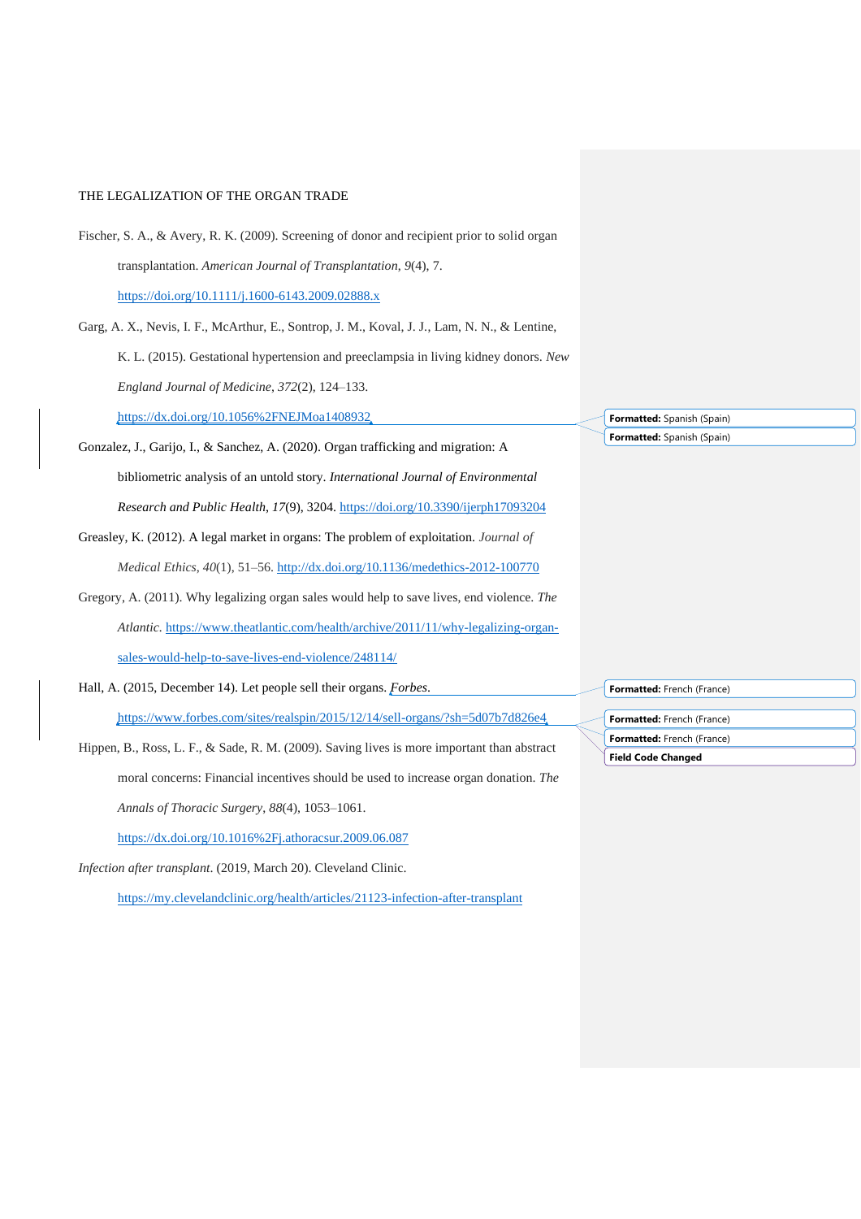Fischer, S. A., & Avery, R. K. (2009). Screening of donor and recipient prior to solid organ transplantation. *American Journal of Transplantation*, *9*(4), 7. https://doi.org/10.1111/j.1600-6143.2009.02888.x

Garg, A. X., Nevis, I. F., McArthur, E., Sontrop, J. M., Koval, J. J., Lam, N. N., & Lentine, K. L. (2015). Gestational hypertension and preeclampsia in living kidney donors. *New England Journal of Medicine*, *372*(2), 124–133. https://dx.doi.org/10.1056%2FNEJMoa1408932

Gonzalez, J., Garijo, I., & Sanchez, A. (2020). Organ trafficking and migration: A bibliometric analysis of an untold story. *International Journal of Environmental Research and Public Health*, *17*(9), 3204. https://doi.org/10.3390/ijerph17093204

Greasley, K. (2012). A legal market in organs: The problem of exploitation. *Journal of Medical Ethics*, *40*(1), 51–56. http://dx.doi.org/10.1136/medethics-2012-100770

Gregory, A. (2011). Why legalizing organ sales would help to save lives, end violence. *The Atlantic*. https://www.theatlantic.com/health/archive/2011/11/why-legalizing-organ-sales-would-help-to-save-lives-end-violence/248114/

Hall, A. (2015, December 14). Let people sell their organs. *Forbes*. https://www.forbes.com/sites/realspin/2015/12/14/sell-organs/?sh=5d07b7d826e4

Hippen, B., Ross, L. F., & Sade, R. M. (2009). Saving lives is more important than abstract moral concerns: Financial incentives should be used to increase organ donation. *The Annals of Thoracic Surgery*, *88*(4), 1053–1061. https://dx.doi.org/10.1016%2Fj.athoracsur.2009.06.087

*Infection after transplant*. (2019, March 20). Cleveland Clinic. https://my.clevelandclinic.org/health/articles/21123-infection-after-transplant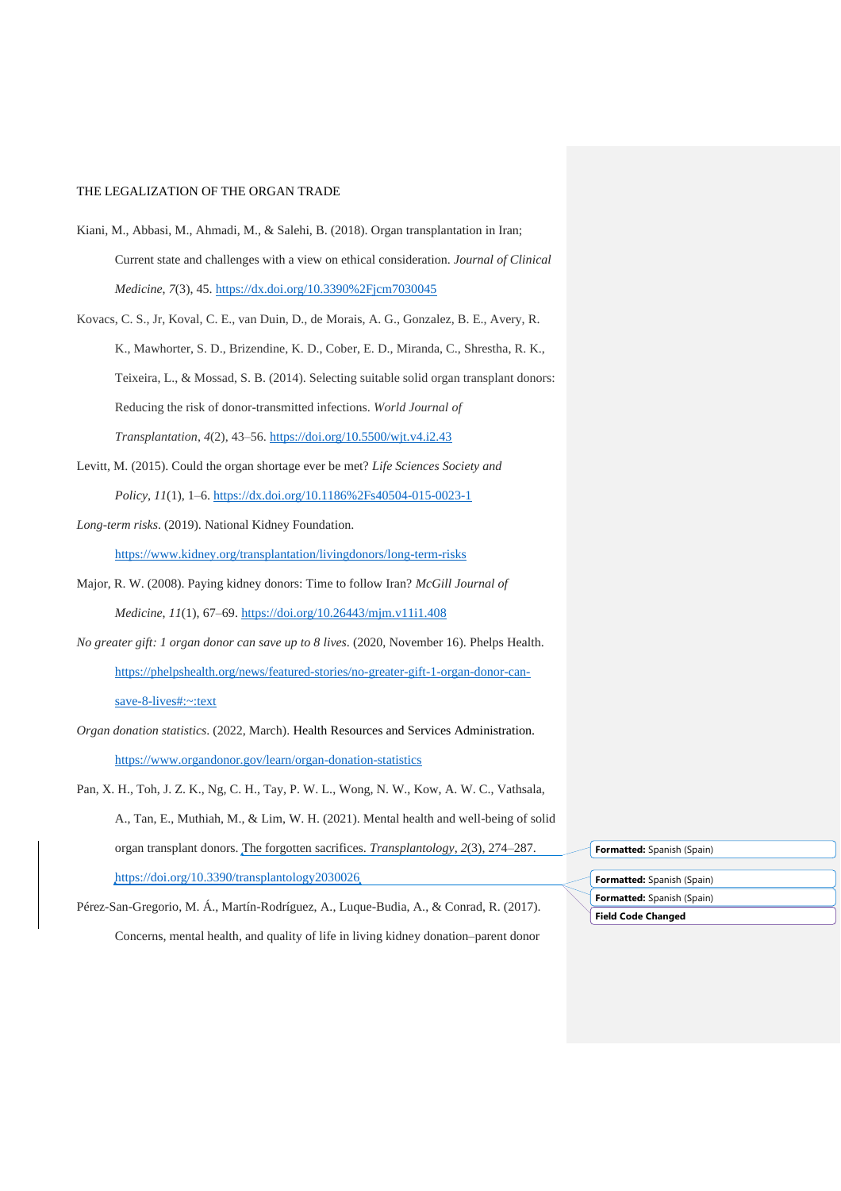Kiani, M., Abbasi, M., Ahmadi, M., & Salehi, B. (2018). Organ transplantation in Iran; Current state and challenges with a view on ethical consideration. *Journal of Clinical Medicine*, *7*(3), 45. https://dx.doi.org/10.3390%2Fjcm7030045

Kovacs, C. S., Jr, Koval, C. E., van Duin, D., de Morais, A. G., Gonzalez, B. E., Avery, R. K., Mawhorter, S. D., Brizendine, K. D., Cober, E. D., Miranda, C., Shrestha, R. K., Teixeira, L., & Mossad, S. B. (2014). Selecting suitable solid organ transplant donors: Reducing the risk of donor-transmitted infections. *World Journal of Transplantation*, *4*(2), 43–56. https://doi.org/10.5500/wjt.v4.i2.43

Levitt, M. (2015). Could the organ shortage ever be met? *Life Sciences Society and Policy*, *11*(1), 1–6. https://dx.doi.org/10.1186%2Fs40504-015-0023-1

*Long-term risks*. (2019). National Kidney Foundation. https://www.kidney.org/transplantation/livingdonors/long-term-risks

Major, R. W. (2008). Paying kidney donors: Time to follow Iran? *McGill Journal of Medicine*, *11*(1), 67–69. https://doi.org/10.26443/mjm.v11i1.408

*No greater gift: 1 organ donor can save up to 8 lives*. (2020, November 16). Phelps Health. https://phelpshealth.org/news/featured-stories/no-greater-gift-1-organ-donor-can-save-8-lives#:~:text

*Organ donation statistics*. (2022, March). Health Resources and Services Administration. https://www.organdonor.gov/learn/organ-donation-statistics

Pan, X. H., Toh, J. Z. K., Ng, C. H., Tay, P. W. L., Wong, N. W., Kow, A. W. C., Vathsala, A., Tan, E., Muthiah, M., & Lim, W. H. (2021). Mental health and well-being of solid organ transplant donors. The forgotten sacrifices. *Transplantology*, *2*(3), 274–287. https://doi.org/10.3390/transplantology2030026

Pérez-San-Gregorio, M. Á., Martín-Rodríguez, A., Luque-Budia, A., & Conrad, R. (2017). Concerns, mental health, and quality of life in living kidney donation–parent donor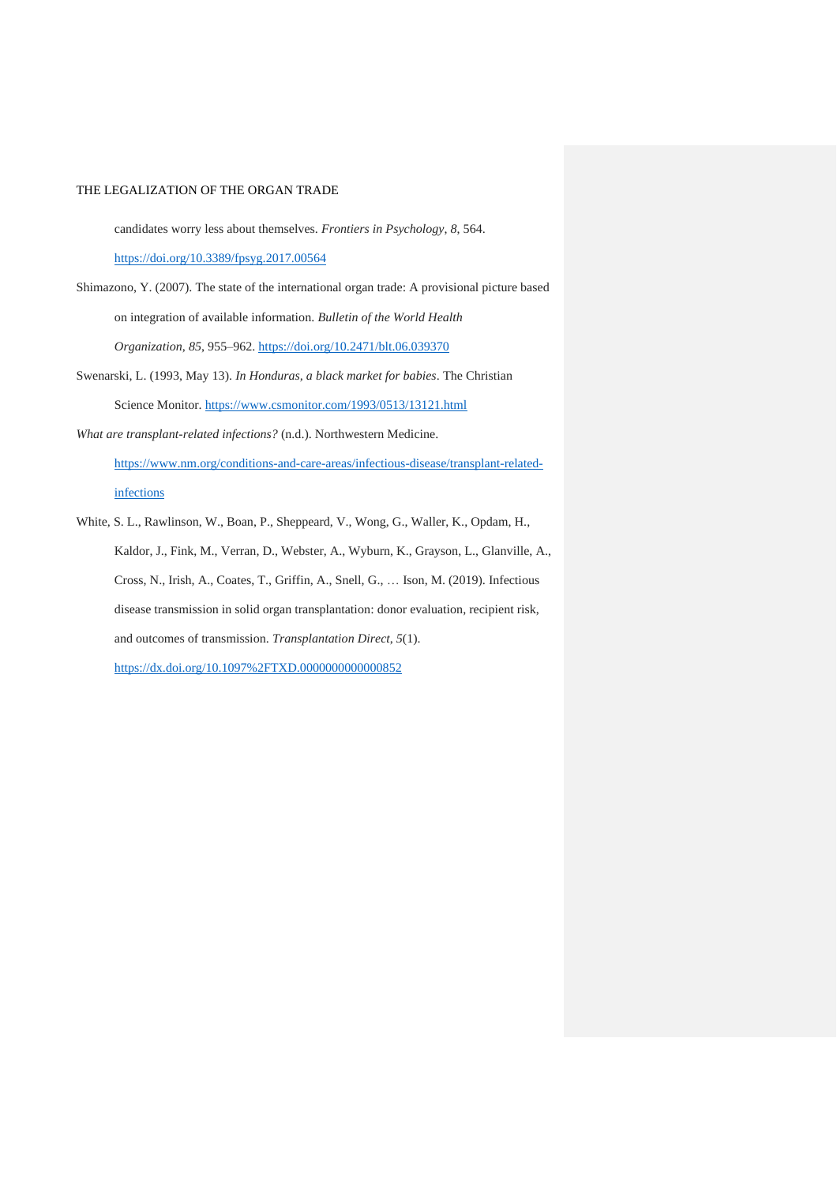candidates worry less about themselves. *Frontiers in Psychology*, *8*, 564. https://doi.org/10.3389/fpsyg.2017.00564

Shimazono, Y. (2007). The state of the international organ trade: A provisional picture based on integration of available information. *Bulletin of the World Health Organization*, *85*, 955–962. https://doi.org/10.2471/blt.06.039370

Swenarski, L. (1993, May 13). *In Honduras, a black market for babies*. The Christian Science Monitor. https://www.csmonitor.com/1993/0513/13121.html

*What are transplant-related infections?* (n.d.). Northwestern Medicine. https://www.nm.org/conditions-and-care-areas/infectious-disease/transplant-related-infections

White, S. L., Rawlinson, W., Boan, P., Sheppeard, V., Wong, G., Waller, K., Opdam, H., Kaldor, J., Fink, M., Verran, D., Webster, A., Wyburn, K., Grayson, L., Glanville, A., Cross, N., Irish, A., Coates, T., Griffin, A., Snell, G., … Ison, M. (2019). Infectious disease transmission in solid organ transplantation: donor evaluation, recipient risk, and outcomes of transmission. *Transplantation Direct*, *5*(1). https://dx.doi.org/10.1097%2FTXD.0000000000000852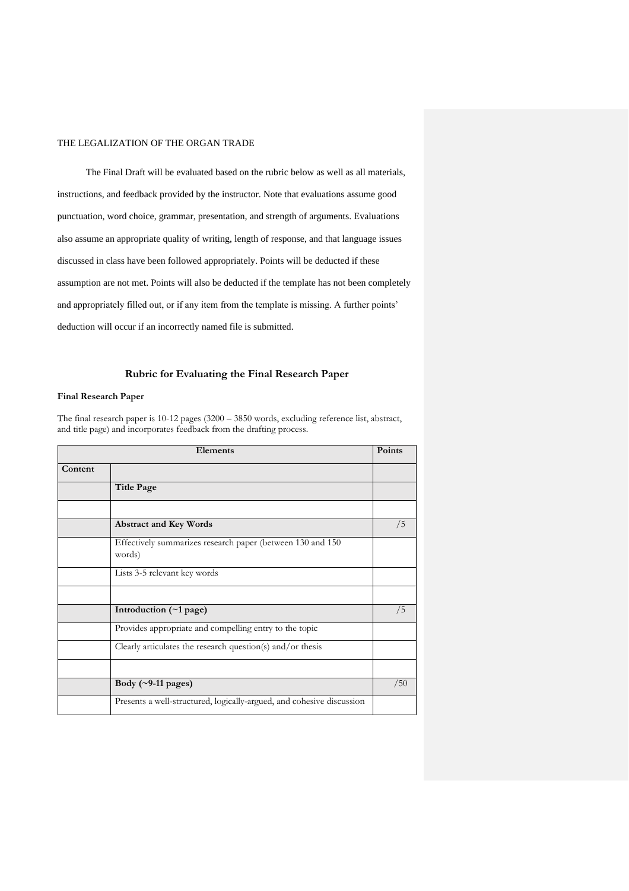The Final Draft will be evaluated based on the rubric below as well as all materials, instructions, and feedback provided by the instructor. Note that evaluations assume good punctuation, word choice, grammar, presentation, and strength of arguments. Evaluations also assume an appropriate quality of writing, length of response, and that language issues discussed in class have been followed appropriately. Points will be deducted if these assumption are not met. Points will also be deducted if the template has not been completely and appropriately filled out, or if any item from the template is missing. A further points' deduction will occur if an incorrectly named file is submitted.

## Rubric for Evaluating the Final Research Paper

**Final Research Paper**

The final research paper is 10-12 pages (3200 – 3850 words, excluding reference list, abstract, and title page) and incorporates feedback from the drafting process.

| Elements | | Points |
|---|---|---|
| **Content** | | |
| | **Title Page** | |
| | | |
| | **Abstract and Key Words** | /5 |
| | Effectively summarizes research paper (between 130 and 150 words) | |
| | Lists 3-5 relevant key words | |
| | | |
| | **Introduction (~1 page)** | /5 |
| | Provides appropriate and compelling entry to the topic | |
| | Clearly articulates the research question(s) and/or thesis | |
| | | |
| | **Body (~9-11 pages)** | /50 |
| | Presents a well-structured, logically-argued, and cohesive discussion | |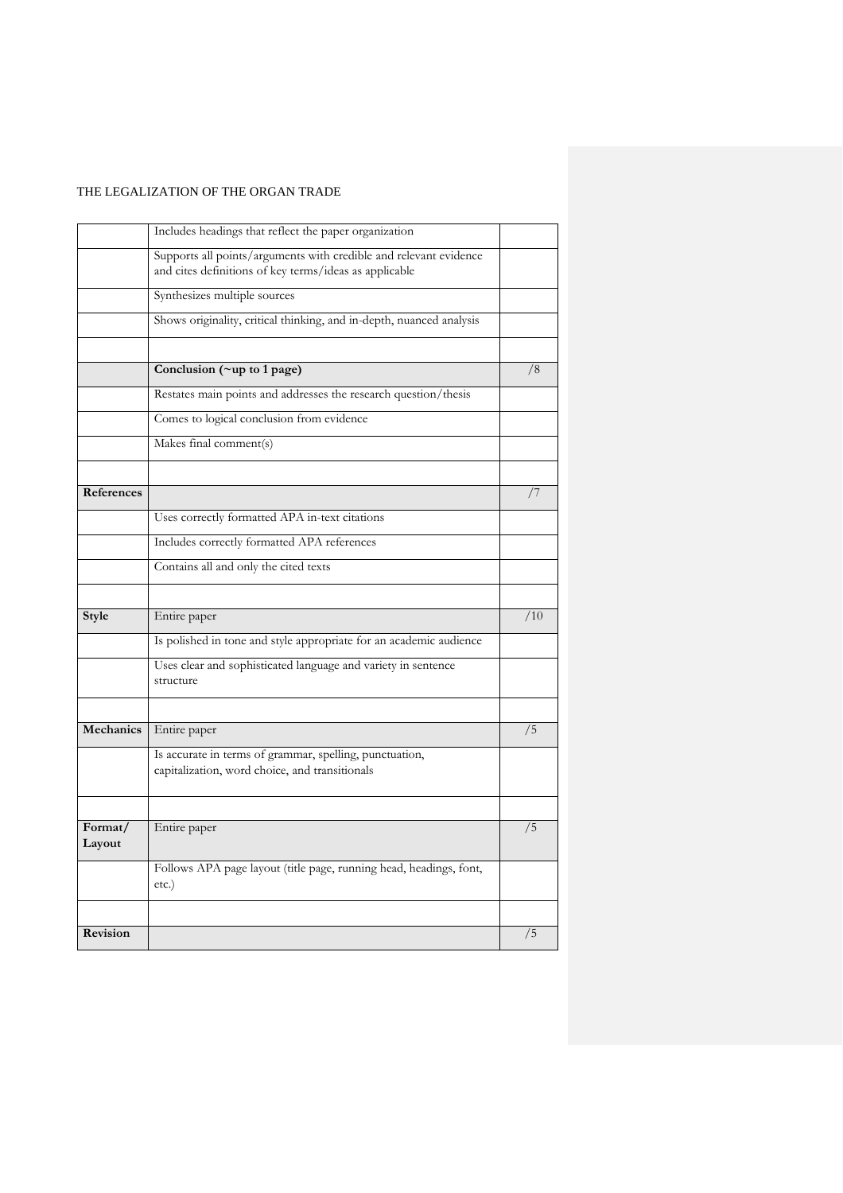| | | |
|---|---|---|
| | Includes headings that reflect the paper organization | |
| | Supports all points/arguments with credible and relevant evidence and cites definitions of key terms/ideas as applicable | |
| | Synthesizes multiple sources | |
| | Shows originality, critical thinking, and in-depth, nuanced analysis | |
| | | |
| | **Conclusion (~up to 1 page)** | /8 |
| | Restates main points and addresses the research question/thesis | |
| | Comes to logical conclusion from evidence | |
| | Makes final comment(s) | |
| | | |
| **References** | | /7 |
| | Uses correctly formatted APA in-text citations | |
| | Includes correctly formatted APA references | |
| | Contains all and only the cited texts | |
| | | |
| **Style** | Entire paper | /10 |
| | Is polished in tone and style appropriate for an academic audience | |
| | Uses clear and sophisticated language and variety in sentence structure | |
| | | |
| **Mechanics** | Entire paper | /5 |
| | Is accurate in terms of grammar, spelling, punctuation, capitalization, word choice, and transitionals | |
| | | |
| **Format/ Layout** | Entire paper | /5 |
| | Follows APA page layout (title page, running head, headings, font, etc.) | |
| | | |
| **Revision** | | /5 |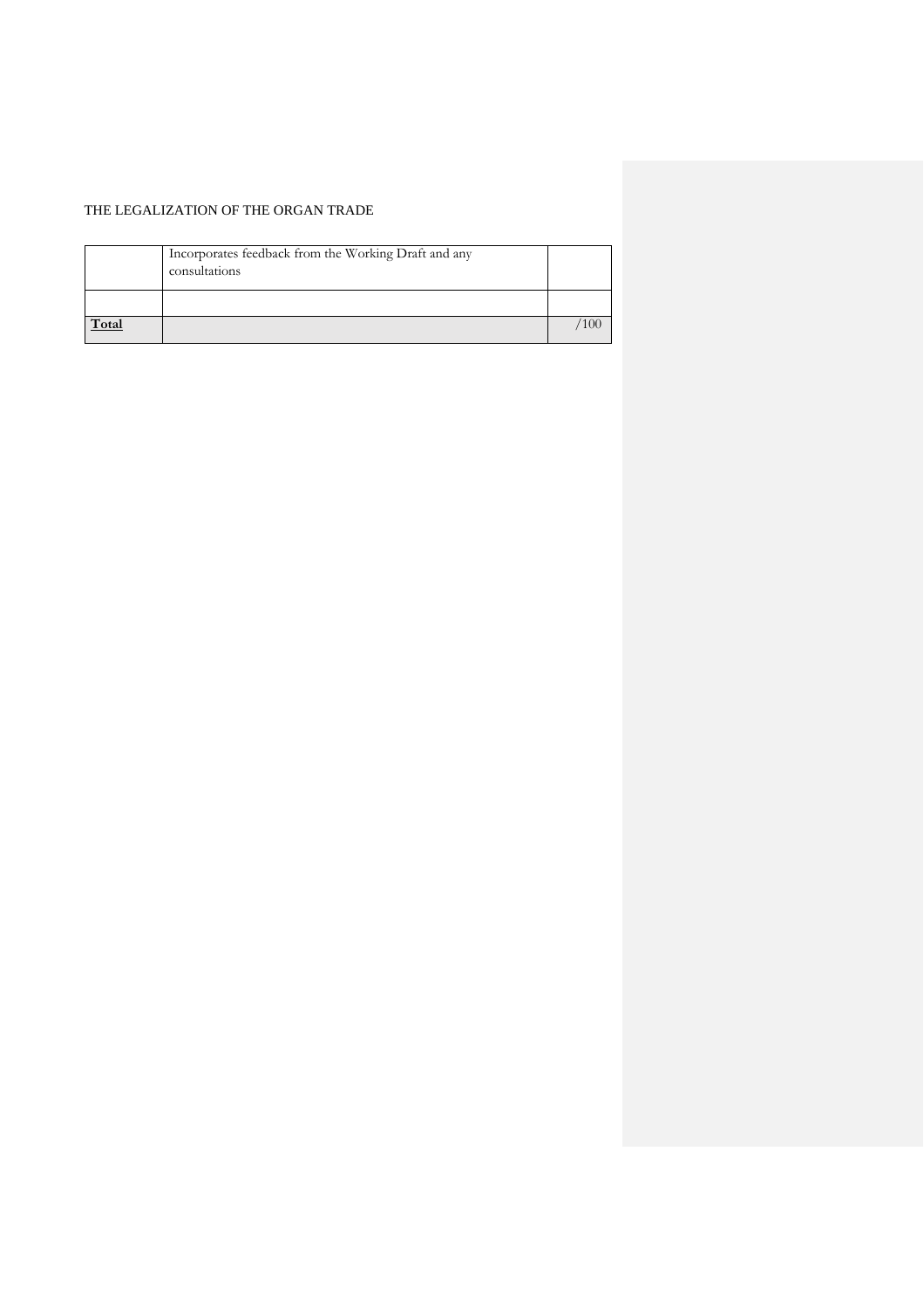| | | |
|---|---|---|
| | Incorporates feedback from the Working Draft and any consultations | |
| | | |
| **Total** | | /100 |